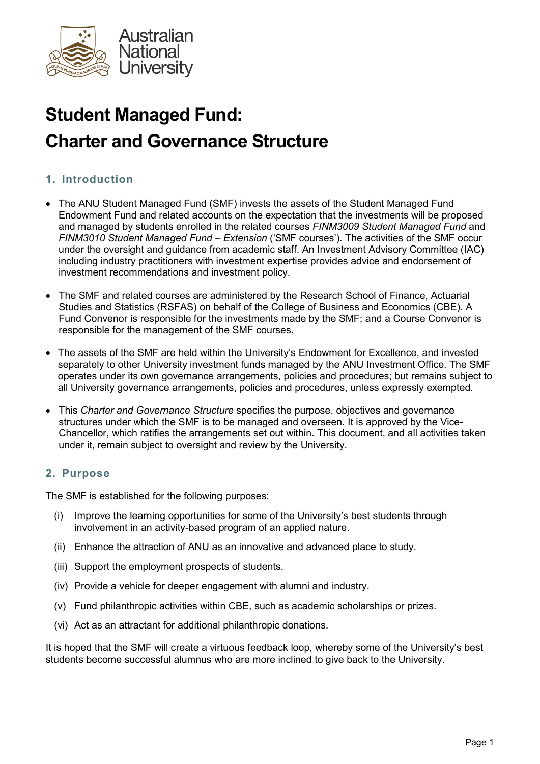# Student Managed Fund: Charter and Governance Structure

## 1. Introduction

- The ANU Student Managed Fund (SMF) invests the assets of the Student Managed Fund Endowment Fund and related accounts on the expectation that the investments will be proposed and managed by students enrolled in the related courses *FINM3009 Student Managed Fund* and *FINM3010 Student Managed Fund – Extension* ('SMF courses'). The activities of the SMF occur under the oversight and guidance from academic staff. An Investment Advisory Committee (IAC) including industry practitioners with investment expertise provides advice and endorsement of investment recommendations and investment policy.

- The SMF and related courses are administered by the Research School of Finance, Actuarial Studies and Statistics (RSFAS) on behalf of the College of Business and Economics (CBE). A Fund Convenor is responsible for the investments made by the SMF; and a Course Convenor is responsible for the management of the SMF courses.

- The assets of the SMF are held within the University's Endowment for Excellence, and invested separately to other University investment funds managed by the ANU Investment Office. The SMF operates under its own governance arrangements, policies and procedures; but remains subject to all University governance arrangements, policies and procedures, unless expressly exempted.

- This *Charter and Governance Structure* specifies the purpose, objectives and governance structures under which the SMF is to be managed and overseen. It is approved by the Vice-Chancellor, which ratifies the arrangements set out within. This document, and all activities taken under it, remain subject to oversight and review by the University.

## 2. Purpose

The SMF is established for the following purposes:

(i) Improve the learning opportunities for some of the University's best students through involvement in an activity-based program of an applied nature.

(ii) Enhance the attraction of ANU as an innovative and advanced place to study.

(iii) Support the employment prospects of students.

(iv) Provide a vehicle for deeper engagement with alumni and industry.

(v) Fund philanthropic activities within CBE, such as academic scholarships or prizes.

(vi) Act as an attractant for additional philanthropic donations.

It is hoped that the SMF will create a virtuous feedback loop, whereby some of the University's best students become successful alumnus who are more inclined to give back to the University.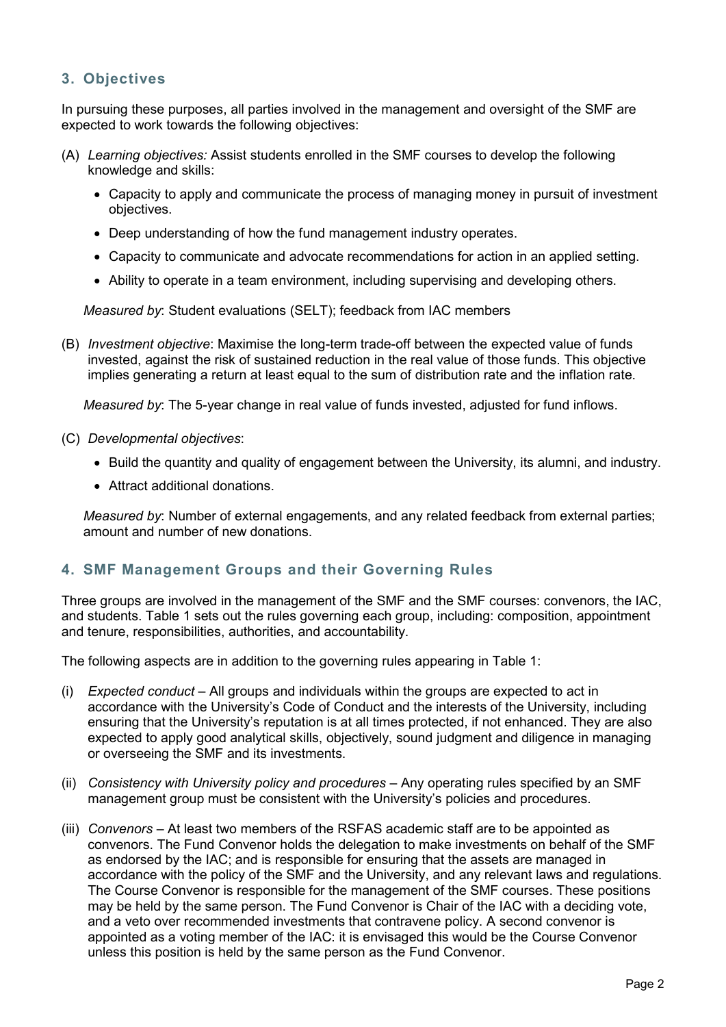## 3. Objectives

In pursuing these purposes, all parties involved in the management and oversight of the SMF are expected to work towards the following objectives:

(A) *Learning objectives:* Assist students enrolled in the SMF courses to develop the following knowledge and skills:

- Capacity to apply and communicate the process of managing money in pursuit of investment objectives.
- Deep understanding of how the fund management industry operates.
- Capacity to communicate and advocate recommendations for action in an applied setting.
- Ability to operate in a team environment, including supervising and developing others.

*Measured by*: Student evaluations (SELT); feedback from IAC members

(B) *Investment objective*: Maximise the long-term trade-off between the expected value of funds invested, against the risk of sustained reduction in the real value of those funds. This objective implies generating a return at least equal to the sum of distribution rate and the inflation rate.

*Measured by*: The 5-year change in real value of funds invested, adjusted for fund inflows.

(C) *Developmental objectives*:

- Build the quantity and quality of engagement between the University, its alumni, and industry.
- Attract additional donations.

*Measured by*: Number of external engagements, and any related feedback from external parties; amount and number of new donations.

## 4. SMF Management Groups and their Governing Rules

Three groups are involved in the management of the SMF and the SMF courses: convenors, the IAC, and students. Table 1 sets out the rules governing each group, including: composition, appointment and tenure, responsibilities, authorities, and accountability.

The following aspects are in addition to the governing rules appearing in Table 1:

(i) *Expected conduct* – All groups and individuals within the groups are expected to act in accordance with the University's Code of Conduct and the interests of the University, including ensuring that the University's reputation is at all times protected, if not enhanced. They are also expected to apply good analytical skills, objectively, sound judgment and diligence in managing or overseeing the SMF and its investments.

(ii) *Consistency with University policy and procedures* – Any operating rules specified by an SMF management group must be consistent with the University's policies and procedures.

(iii) *Convenors* – At least two members of the RSFAS academic staff are to be appointed as convenors. The Fund Convenor holds the delegation to make investments on behalf of the SMF as endorsed by the IAC; and is responsible for ensuring that the assets are managed in accordance with the policy of the SMF and the University, and any relevant laws and regulations. The Course Convenor is responsible for the management of the SMF courses. These positions may be held by the same person. The Fund Convenor is Chair of the IAC with a deciding vote, and a veto over recommended investments that contravene policy. A second convenor is appointed as a voting member of the IAC: it is envisaged this would be the Course Convenor unless this position is held by the same person as the Fund Convenor.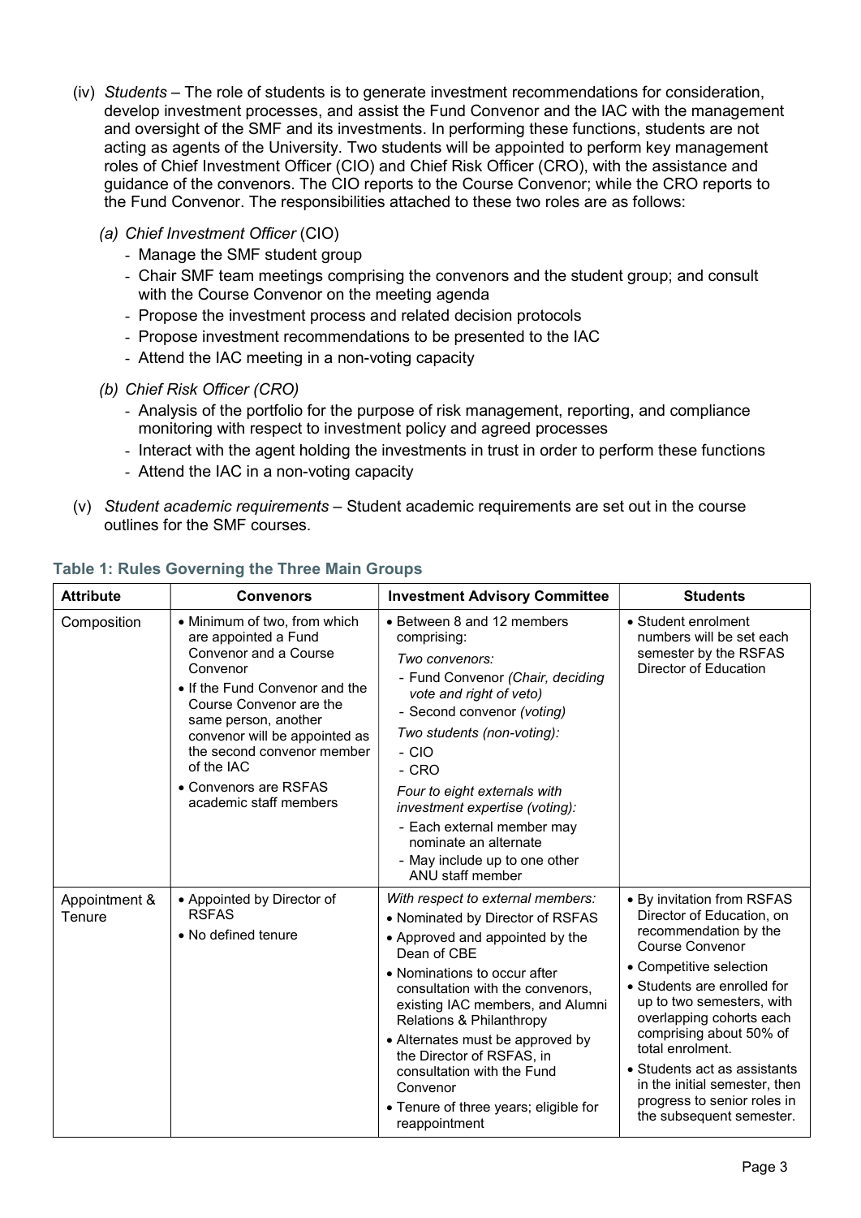(iv) *Students* – The role of students is to generate investment recommendations for consideration, develop investment processes, and assist the Fund Convenor and the IAC with the management and oversight of the SMF and its investments. In performing these functions, students are not acting as agents of the University. Two students will be appointed to perform key management roles of Chief Investment Officer (CIO) and Chief Risk Officer (CRO), with the assistance and guidance of the convenors. The CIO reports to the Course Convenor; while the CRO reports to the Fund Convenor. The responsibilities attached to these two roles are as follows:

*(a) Chief Investment Officer* (CIO)

- Manage the SMF student group
- Chair SMF team meetings comprising the convenors and the student group; and consult with the Course Convenor on the meeting agenda
- Propose the investment process and related decision protocols
- Propose investment recommendations to be presented to the IAC
- Attend the IAC meeting in a non-voting capacity

*(b) Chief Risk Officer (CRO)*

- Analysis of the portfolio for the purpose of risk management, reporting, and compliance monitoring with respect to investment policy and agreed processes
- Interact with the agent holding the investments in trust in order to perform these functions
- Attend the IAC in a non-voting capacity

(v) *Student academic requirements* – Student academic requirements are set out in the course outlines for the SMF courses.

### Table 1: Rules Governing the Three Main Groups

| Attribute | Convenors | Investment Advisory Committee | Students |
|---|---|---|---|
| Composition | • Minimum of two, from which are appointed a Fund Convenor and a Course Convenor<br>• If the Fund Convenor and the Course Convenor are the same person, another convenor will be appointed as the second convenor member of the IAC<br>• Convenors are RSFAS academic staff members | • Between 8 and 12 members comprising:<br>*Two convenors:*<br>- Fund Convenor *(Chair, deciding vote and right of veto)*<br>- Second convenor *(voting)*<br>*Two students (non-voting):*<br>- CIO<br>- CRO<br>*Four to eight externals with investment expertise (voting):*<br>- Each external member may nominate an alternate<br>- May include up to one other ANU staff member | • Student enrolment numbers will be set each semester by the RSFAS Director of Education |
| Appointment & Tenure | • Appointed by Director of RSFAS<br>• No defined tenure | *With respect to external members:*<br>• Nominated by Director of RSFAS<br>• Approved and appointed by the Dean of CBE<br>• Nominations to occur after consultation with the convenors, existing IAC members, and Alumni Relations & Philanthropy<br>• Alternates must be approved by the Director of RSFAS, in consultation with the Fund Convenor<br>• Tenure of three years; eligible for reappointment | • By invitation from RSFAS Director of Education, on recommendation by the Course Convenor<br>• Competitive selection<br>• Students are enrolled for up to two semesters, with overlapping cohorts each comprising about 50% of total enrolment.<br>• Students act as assistants in the initial semester, then progress to senior roles in the subsequent semester. |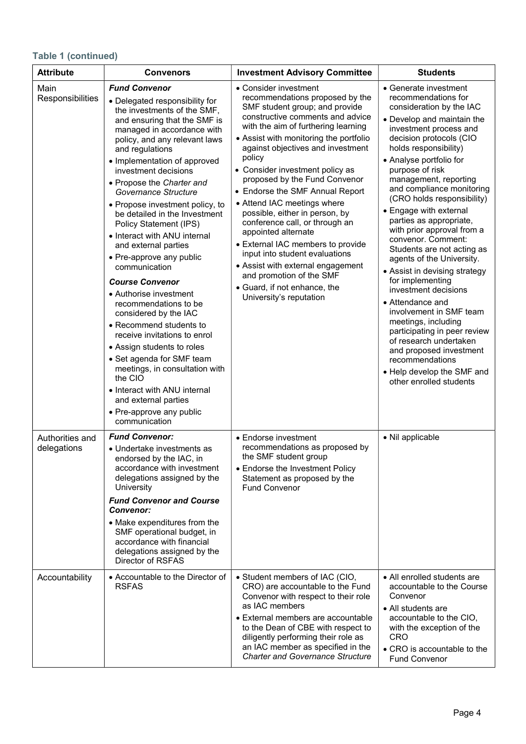**Table 1 (continued)**

| Attribute | Convenors | Investment Advisory Committee | Students |
|---|---|---|---|
| Main Responsibilities | ***Fund Convenor*** <br>• Delegated responsibility for the investments of the SMF, and ensuring that the SMF is managed in accordance with policy, and any relevant laws and regulations <br>• Implementation of approved investment decisions <br>• Propose the *Charter and Governance Structure* <br>• Propose investment policy, to be detailed in the Investment Policy Statement (IPS) <br>• Interact with ANU internal and external parties <br>• Pre-approve any public communication <br>***Course Convenor*** <br>• Authorise investment recommendations to be considered by the IAC <br>• Recommend students to receive invitations to enrol <br>• Assign students to roles <br>• Set agenda for SMF team meetings, in consultation with the CIO <br>• Interact with ANU internal and external parties <br>• Pre-approve any public communication | • Consider investment recommendations proposed by the SMF student group; and provide constructive comments and advice with the aim of furthering learning <br>• Assist with monitoring the portfolio against objectives and investment policy <br>• Consider investment policy as proposed by the Fund Convenor <br>• Endorse the SMF Annual Report <br>• Attend IAC meetings where possible, either in person, by conference call, or through an appointed alternate <br>• External IAC members to provide input into student evaluations <br>• Assist with external engagement and promotion of the SMF <br>• Guard, if not enhance, the University's reputation | • Generate investment recommendations for consideration by the IAC <br>• Develop and maintain the investment process and decision protocols (CIO holds responsibility) <br>• Analyse portfolio for purpose of risk management, reporting and compliance monitoring (CRO holds responsibility) <br>• Engage with external parties as appropriate, with prior approval from a convenor. Comment: Students are not acting as agents of the University. <br>• Assist in devising strategy for implementing investment decisions <br>• Attendance and involvement in SMF team meetings, including participating in peer review of research undertaken and proposed investment recommendations <br>• Help develop the SMF and other enrolled students |
| Authorities and delegations | ***Fund Convenor:*** <br>• Undertake investments as endorsed by the IAC, in accordance with investment delegations assigned by the University <br>***Fund Convenor and Course Convenor:*** <br>• Make expenditures from the SMF operational budget, in accordance with financial delegations assigned by the Director of RSFAS | • Endorse investment recommendations as proposed by the SMF student group <br>• Endorse the Investment Policy Statement as proposed by the Fund Convenor | • Nil applicable |
| Accountability | • Accountable to the Director of RSFAS | • Student members of IAC (CIO, CRO) are accountable to the Fund Convenor with respect to their role as IAC members <br>• External members are accountable to the Dean of CBE with respect to diligently performing their role as an IAC member as specified in the *Charter and Governance Structure* | • All enrolled students are accountable to the Course Convenor <br>• All students are accountable to the CIO, with the exception of the CRO <br>• CRO is accountable to the Fund Convenor |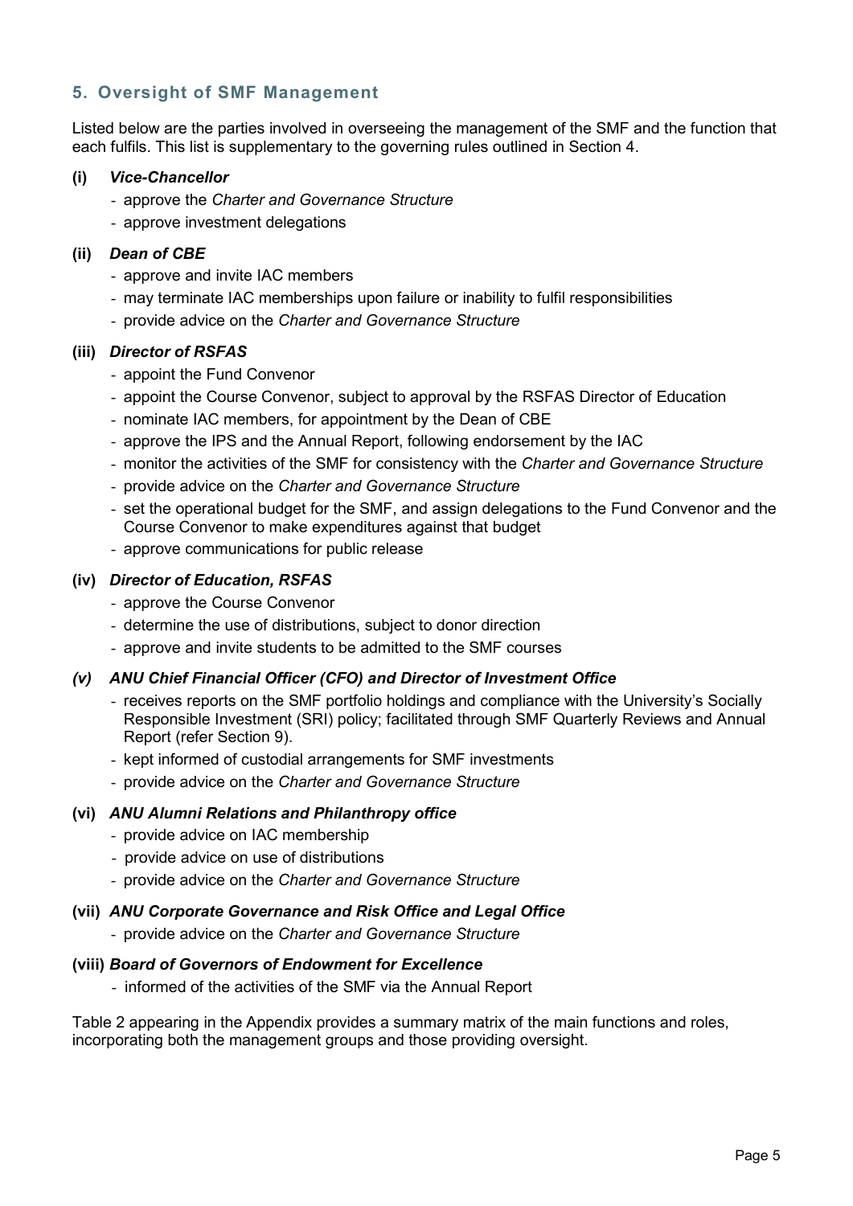## 5. Oversight of SMF Management

Listed below are the parties involved in overseeing the management of the SMF and the function that each fulfils. This list is supplementary to the governing rules outlined in Section 4.

**(i) *Vice-Chancellor***

- approve the *Charter and Governance Structure*
- approve investment delegations

**(ii) *Dean of CBE***

- approve and invite IAC members
- may terminate IAC memberships upon failure or inability to fulfil responsibilities
- provide advice on the *Charter and Governance Structure*

**(iii) *Director of RSFAS***

- appoint the Fund Convenor
- appoint the Course Convenor, subject to approval by the RSFAS Director of Education
- nominate IAC members, for appointment by the Dean of CBE
- approve the IPS and the Annual Report, following endorsement by the IAC
- monitor the activities of the SMF for consistency with the *Charter and Governance Structure*
- provide advice on the *Charter and Governance Structure*
- set the operational budget for the SMF, and assign delegations to the Fund Convenor and the Course Convenor to make expenditures against that budget
- approve communications for public release

**(iv) *Director of Education, RSFAS***

- approve the Course Convenor
- determine the use of distributions, subject to donor direction
- approve and invite students to be admitted to the SMF courses

***(v) ANU Chief Financial Officer (CFO) and Director of Investment Office***

- receives reports on the SMF portfolio holdings and compliance with the University's Socially Responsible Investment (SRI) policy; facilitated through SMF Quarterly Reviews and Annual Report (refer Section 9).
- kept informed of custodial arrangements for SMF investments
- provide advice on the *Charter and Governance Structure*

**(vi) *ANU Alumni Relations and Philanthropy office***

- provide advice on IAC membership
- provide advice on use of distributions
- provide advice on the *Charter and Governance Structure*

**(vii) *ANU Corporate Governance and Risk Office and Legal Office***

- provide advice on the *Charter and Governance Structure*

**(viii) *Board of Governors of Endowment for Excellence***

- informed of the activities of the SMF via the Annual Report

Table 2 appearing in the Appendix provides a summary matrix of the main functions and roles, incorporating both the management groups and those providing oversight.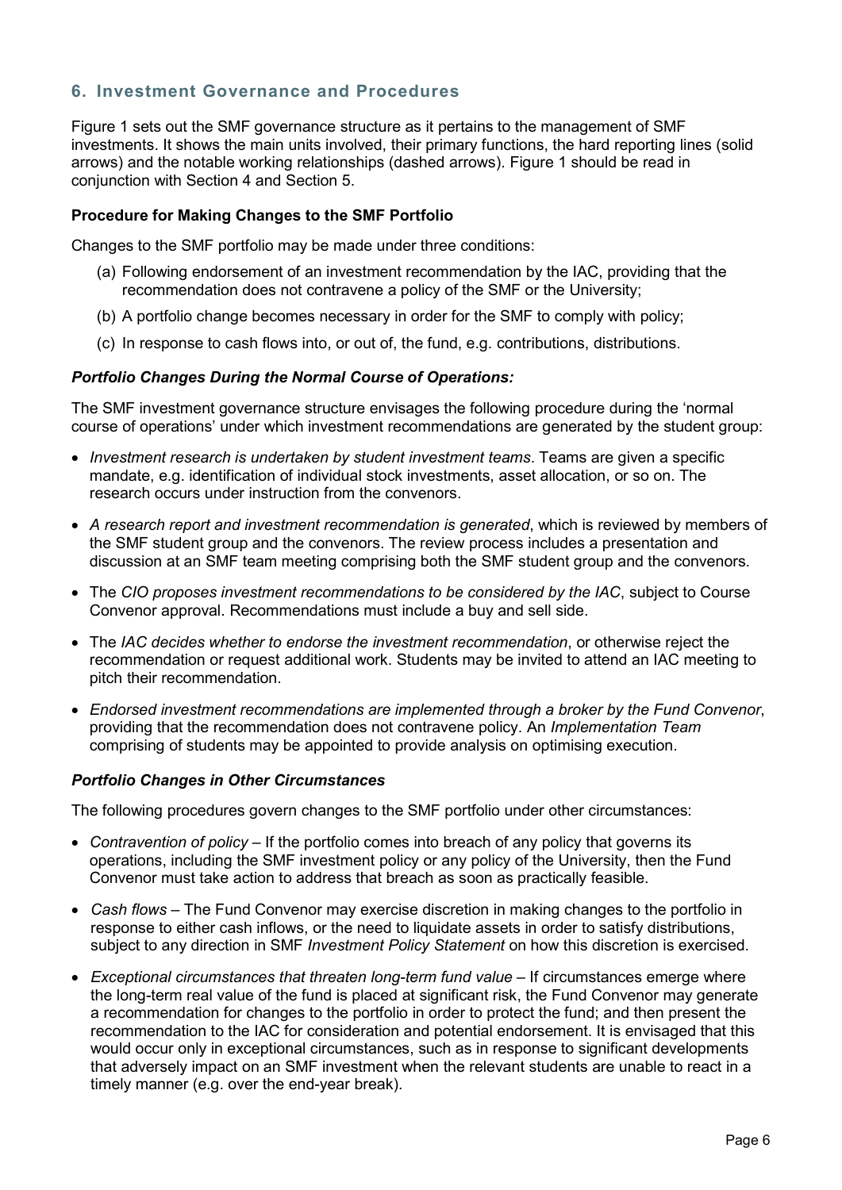## 6. Investment Governance and Procedures

Figure 1 sets out the SMF governance structure as it pertains to the management of SMF investments. It shows the main units involved, their primary functions, the hard reporting lines (solid arrows) and the notable working relationships (dashed arrows). Figure 1 should be read in conjunction with Section 4 and Section 5.

**Procedure for Making Changes to the SMF Portfolio**

Changes to the SMF portfolio may be made under three conditions:

(a) Following endorsement of an investment recommendation by the IAC, providing that the recommendation does not contravene a policy of the SMF or the University;

(b) A portfolio change becomes necessary in order for the SMF to comply with policy;

(c) In response to cash flows into, or out of, the fund, e.g. contributions, distributions.

***Portfolio Changes During the Normal Course of Operations:***

The SMF investment governance structure envisages the following procedure during the 'normal course of operations' under which investment recommendations are generated by the student group:

- *Investment research is undertaken by student investment teams*. Teams are given a specific mandate, e.g. identification of individual stock investments, asset allocation, or so on. The research occurs under instruction from the convenors.
- *A research report and investment recommendation is generated*, which is reviewed by members of the SMF student group and the convenors. The review process includes a presentation and discussion at an SMF team meeting comprising both the SMF student group and the convenors.
- The *CIO proposes investment recommendations to be considered by the IAC*, subject to Course Convenor approval. Recommendations must include a buy and sell side.
- The *IAC decides whether to endorse the investment recommendation*, or otherwise reject the recommendation or request additional work. Students may be invited to attend an IAC meeting to pitch their recommendation.
- *Endorsed investment recommendations are implemented through a broker by the Fund Convenor*, providing that the recommendation does not contravene policy. An *Implementation Team* comprising of students may be appointed to provide analysis on optimising execution.

***Portfolio Changes in Other Circumstances***

The following procedures govern changes to the SMF portfolio under other circumstances:

- *Contravention of policy* – If the portfolio comes into breach of any policy that governs its operations, including the SMF investment policy or any policy of the University, then the Fund Convenor must take action to address that breach as soon as practically feasible.
- *Cash flows* – The Fund Convenor may exercise discretion in making changes to the portfolio in response to either cash inflows, or the need to liquidate assets in order to satisfy distributions, subject to any direction in SMF *Investment Policy Statement* on how this discretion is exercised.
- *Exceptional circumstances that threaten long-term fund value* – If circumstances emerge where the long-term real value of the fund is placed at significant risk, the Fund Convenor may generate a recommendation for changes to the portfolio in order to protect the fund; and then present the recommendation to the IAC for consideration and potential endorsement. It is envisaged that this would occur only in exceptional circumstances, such as in response to significant developments that adversely impact on an SMF investment when the relevant students are unable to react in a timely manner (e.g. over the end-year break).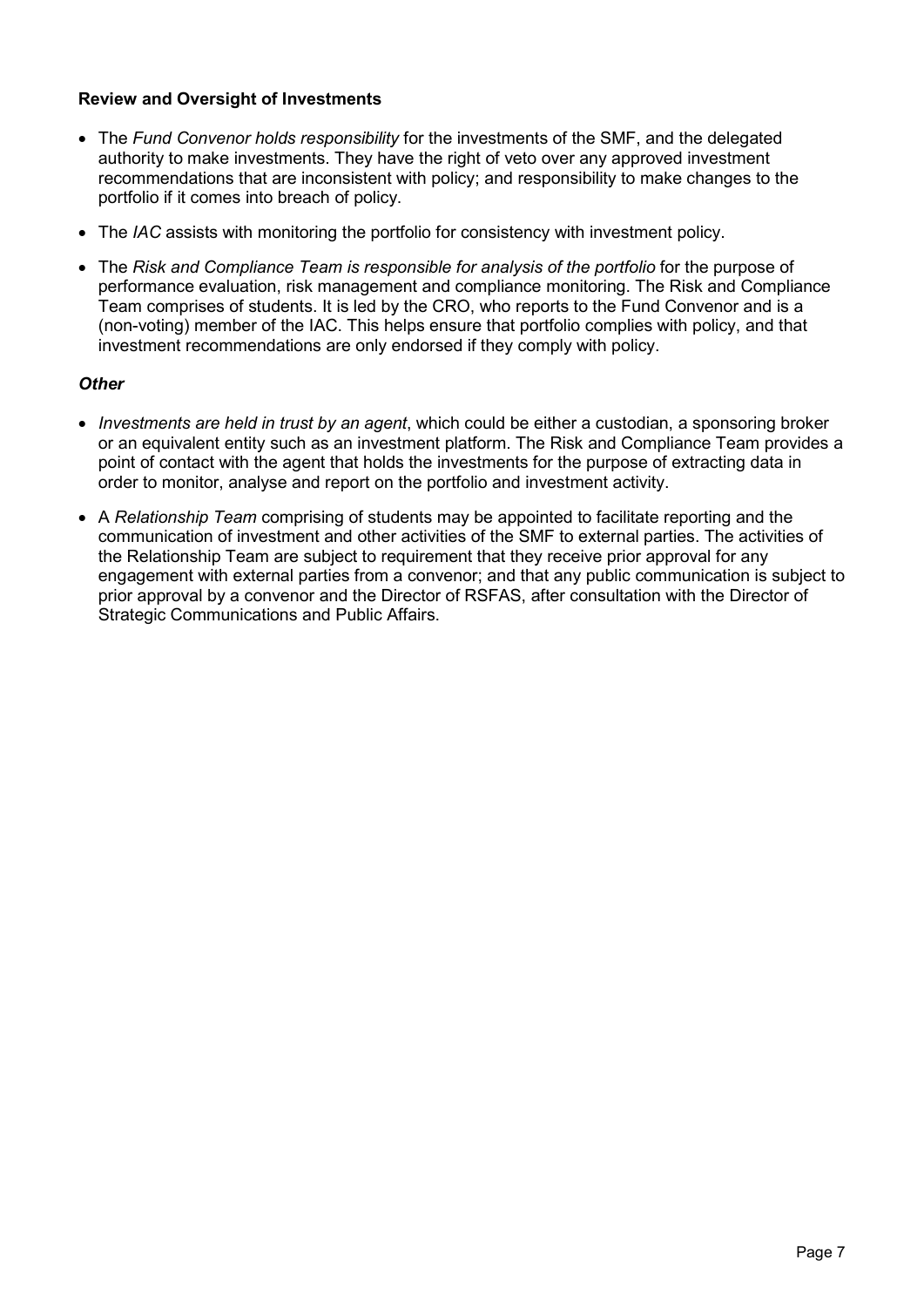**Review and Oversight of Investments**

- The *Fund Convenor holds responsibility* for the investments of the SMF, and the delegated authority to make investments. They have the right of veto over any approved investment recommendations that are inconsistent with policy; and responsibility to make changes to the portfolio if it comes into breach of policy.
- The *IAC* assists with monitoring the portfolio for consistency with investment policy.
- The *Risk and Compliance Team is responsible for analysis of the portfolio* for the purpose of performance evaluation, risk management and compliance monitoring. The Risk and Compliance Team comprises of students. It is led by the CRO, who reports to the Fund Convenor and is a (non-voting) member of the IAC. This helps ensure that portfolio complies with policy, and that investment recommendations are only endorsed if they comply with policy.

***Other***

- *Investments are held in trust by an agent*, which could be either a custodian, a sponsoring broker or an equivalent entity such as an investment platform. The Risk and Compliance Team provides a point of contact with the agent that holds the investments for the purpose of extracting data in order to monitor, analyse and report on the portfolio and investment activity.
- A *Relationship Team* comprising of students may be appointed to facilitate reporting and the communication of investment and other activities of the SMF to external parties. The activities of the Relationship Team are subject to requirement that they receive prior approval for any engagement with external parties from a convenor; and that any public communication is subject to prior approval by a convenor and the Director of RSFAS, after consultation with the Director of Strategic Communications and Public Affairs.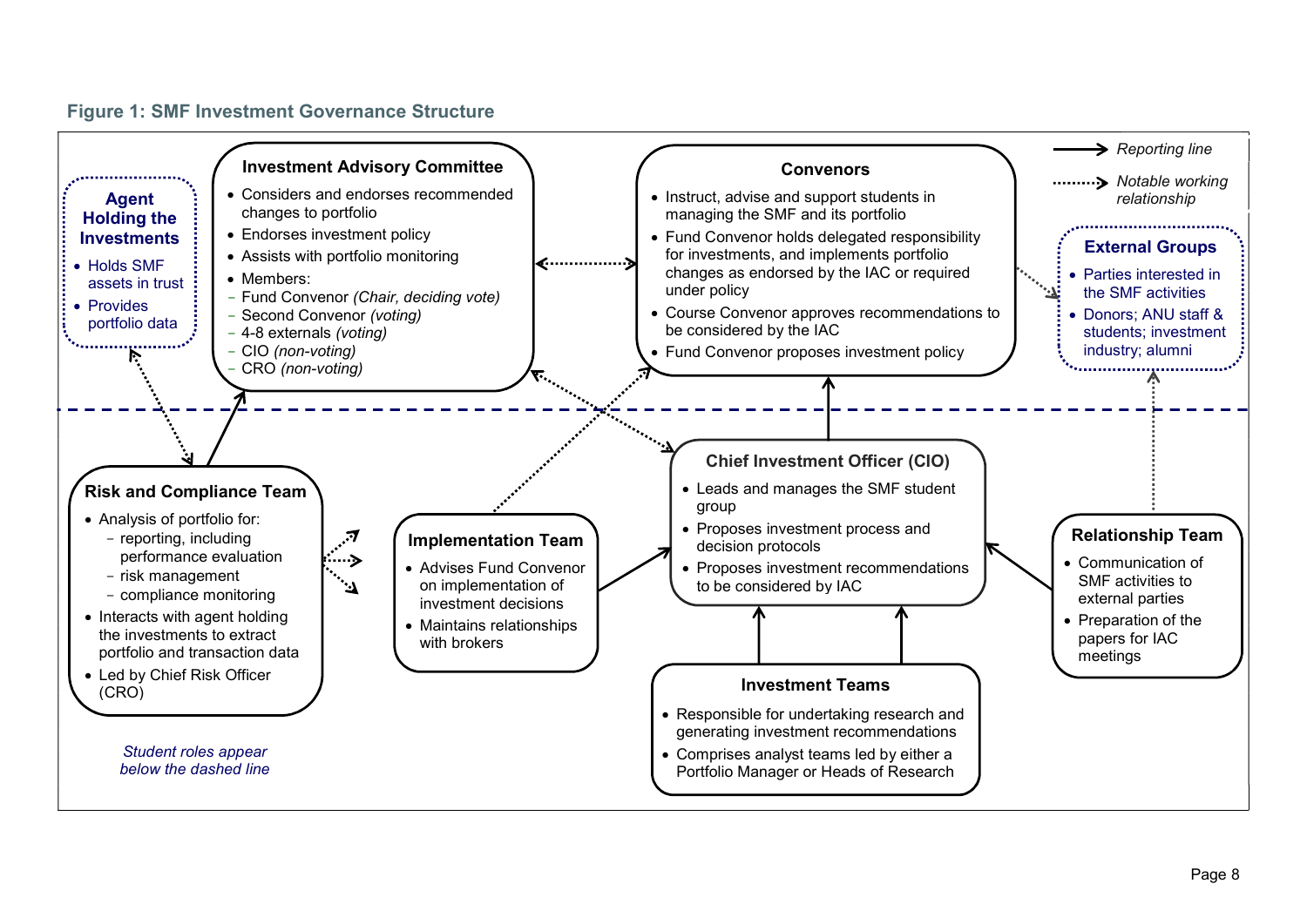**Figure 1: SMF Investment Governance Structure**

→ Reporting line

⋯→ *Notable working relationship*

**Agent Holding the Investments**

- Holds SMF assets in trust
- Provides portfolio data

**Investment Advisory Committee**

- Considers and endorses recommended changes to portfolio
- Endorses investment policy
- Assists with portfolio monitoring
- Members:
  - Fund Convenor *(Chair, deciding vote)*
  - Second Convenor *(voting)*
  - 4-8 externals *(voting)*
  - CIO *(non-voting)*
  - CRO *(non-voting)*

**Convenors**

- Instruct, advise and support students in managing the SMF and its portfolio
- Fund Convenor holds delegated responsibility for investments, and implements portfolio changes as endorsed by the IAC or required under policy
- Course Convenor approves recommendations to be considered by the IAC
- Fund Convenor proposes investment policy

**External Groups**

- Parties interested in the SMF activities
- Donors; ANU staff & students; investment industry; alumni

**Risk and Compliance Team**

- Analysis of portfolio for:
  - reporting, including performance evaluation
  - risk management
  - compliance monitoring
- Interacts with agent holding the investments to extract portfolio and transaction data
- Led by Chief Risk Officer (CRO)

**Implementation Team**

- Advises Fund Convenor on implementation of investment decisions
- Maintains relationships with brokers

**Chief Investment Officer (CIO)**

- Leads and manages the SMF student group
- Proposes investment process and decision protocols
- Proposes investment recommendations to be considered by IAC

**Relationship Team**

- Communication of SMF activities to external parties
- Preparation of the papers for IAC meetings

**Investment Teams**

- Responsible for undertaking research and generating investment recommendations
- Comprises analyst teams led by either a Portfolio Manager or Heads of Research

*Student roles appear below the dashed line*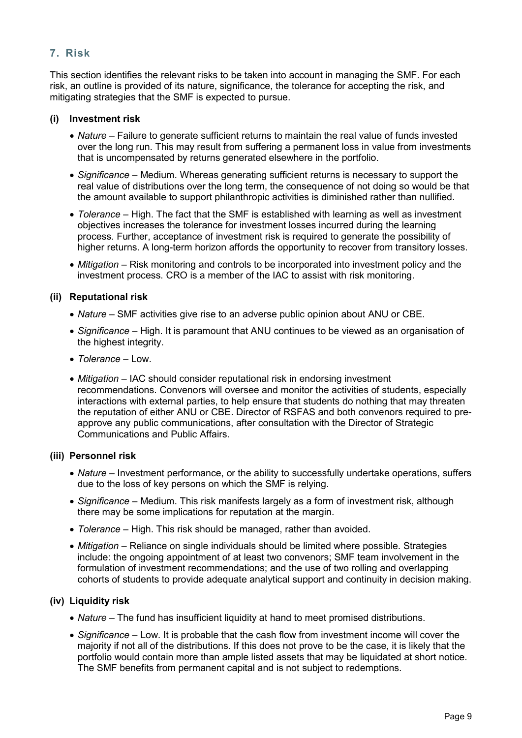## 7. Risk

This section identifies the relevant risks to be taken into account in managing the SMF. For each risk, an outline is provided of its nature, significance, the tolerance for accepting the risk, and mitigating strategies that the SMF is expected to pursue.

### (i) Investment risk

- *Nature* – Failure to generate sufficient returns to maintain the real value of funds invested over the long run. This may result from suffering a permanent loss in value from investments that is uncompensated by returns generated elsewhere in the portfolio.
- *Significance* – Medium. Whereas generating sufficient returns is necessary to support the real value of distributions over the long term, the consequence of not doing so would be that the amount available to support philanthropic activities is diminished rather than nullified.
- *Tolerance* – High. The fact that the SMF is established with learning as well as investment objectives increases the tolerance for investment losses incurred during the learning process. Further, acceptance of investment risk is required to generate the possibility of higher returns. A long-term horizon affords the opportunity to recover from transitory losses.
- *Mitigation* – Risk monitoring and controls to be incorporated into investment policy and the investment process. CRO is a member of the IAC to assist with risk monitoring.

### (ii) Reputational risk

- *Nature* – SMF activities give rise to an adverse public opinion about ANU or CBE.
- *Significance* – High. It is paramount that ANU continues to be viewed as an organisation of the highest integrity.
- *Tolerance* – Low.
- *Mitigation* – IAC should consider reputational risk in endorsing investment recommendations. Convenors will oversee and monitor the activities of students, especially interactions with external parties, to help ensure that students do nothing that may threaten the reputation of either ANU or CBE. Director of RSFAS and both convenors required to pre-approve any public communications, after consultation with the Director of Strategic Communications and Public Affairs.

### (iii) Personnel risk

- *Nature* – Investment performance, or the ability to successfully undertake operations, suffers due to the loss of key persons on which the SMF is relying.
- *Significance* – Medium. This risk manifests largely as a form of investment risk, although there may be some implications for reputation at the margin.
- *Tolerance* – High. This risk should be managed, rather than avoided.
- *Mitigation* – Reliance on single individuals should be limited where possible. Strategies include: the ongoing appointment of at least two convenors; SMF team involvement in the formulation of investment recommendations; and the use of two rolling and overlapping cohorts of students to provide adequate analytical support and continuity in decision making.

### (iv) Liquidity risk

- *Nature* – The fund has insufficient liquidity at hand to meet promised distributions.
- *Significance* – Low. It is probable that the cash flow from investment income will cover the majority if not all of the distributions. If this does not prove to be the case, it is likely that the portfolio would contain more than ample listed assets that may be liquidated at short notice. The SMF benefits from permanent capital and is not subject to redemptions.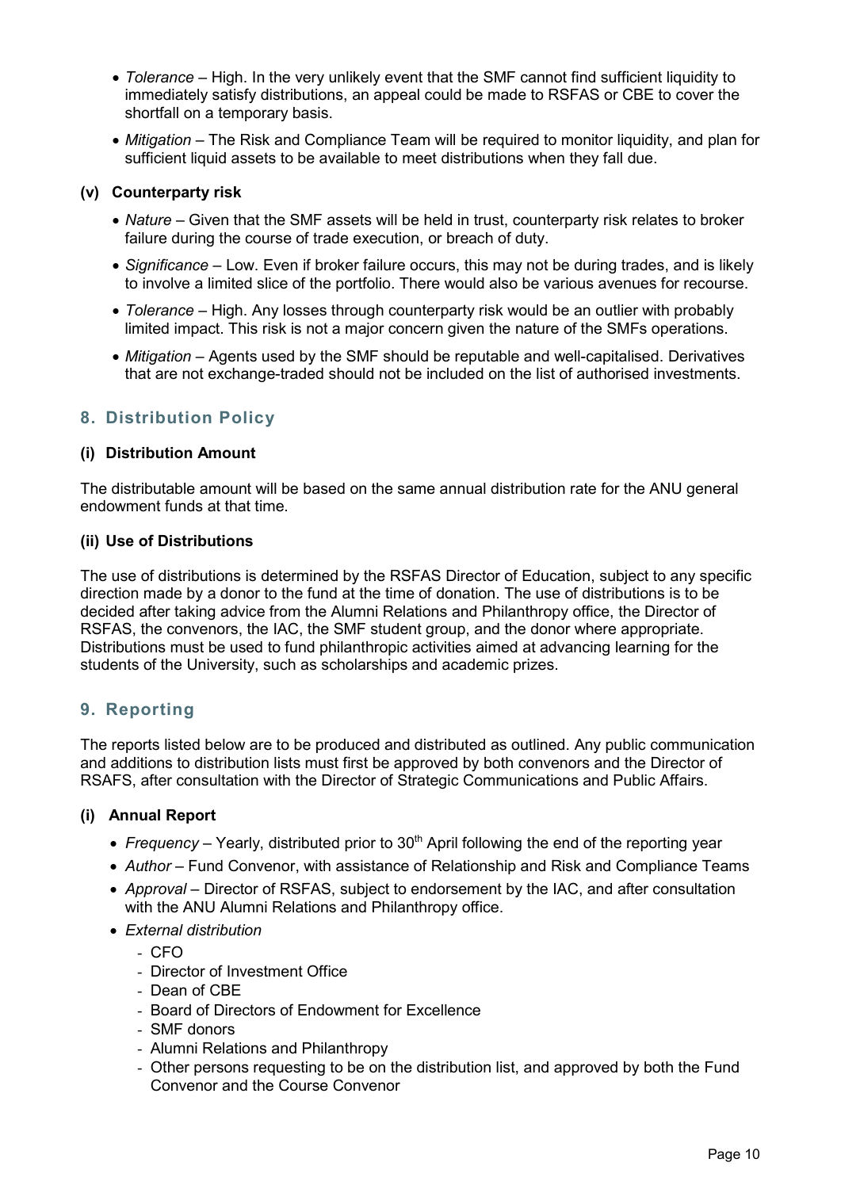- *Tolerance* – High. In the very unlikely event that the SMF cannot find sufficient liquidity to immediately satisfy distributions, an appeal could be made to RSFAS or CBE to cover the shortfall on a temporary basis.
- *Mitigation* – The Risk and Compliance Team will be required to monitor liquidity, and plan for sufficient liquid assets to be available to meet distributions when they fall due.

#### (v) Counterparty risk

- *Nature* – Given that the SMF assets will be held in trust, counterparty risk relates to broker failure during the course of trade execution, or breach of duty.
- *Significance* – Low. Even if broker failure occurs, this may not be during trades, and is likely to involve a limited slice of the portfolio. There would also be various avenues for recourse.
- *Tolerance* – High. Any losses through counterparty risk would be an outlier with probably limited impact. This risk is not a major concern given the nature of the SMFs operations.
- *Mitigation* – Agents used by the SMF should be reputable and well-capitalised. Derivatives that are not exchange-traded should not be included on the list of authorised investments.

## 8. Distribution Policy

#### (i) Distribution Amount

The distributable amount will be based on the same annual distribution rate for the ANU general endowment funds at that time.

#### (ii) Use of Distributions

The use of distributions is determined by the RSFAS Director of Education, subject to any specific direction made by a donor to the fund at the time of donation. The use of distributions is to be decided after taking advice from the Alumni Relations and Philanthropy office, the Director of RSFAS, the convenors, the IAC, the SMF student group, and the donor where appropriate. Distributions must be used to fund philanthropic activities aimed at advancing learning for the students of the University, such as scholarships and academic prizes.

## 9. Reporting

The reports listed below are to be produced and distributed as outlined. Any public communication and additions to distribution lists must first be approved by both convenors and the Director of RSAFS, after consultation with the Director of Strategic Communications and Public Affairs.

#### (i) Annual Report

- *Frequency* – Yearly, distributed prior to 30th April following the end of the reporting year
- *Author* – Fund Convenor, with assistance of Relationship and Risk and Compliance Teams
- *Approval* – Director of RSFAS, subject to endorsement by the IAC, and after consultation with the ANU Alumni Relations and Philanthropy office.
- *External distribution*
  - CFO
  - Director of Investment Office
  - Dean of CBE
  - Board of Directors of Endowment for Excellence
  - SMF donors
  - Alumni Relations and Philanthropy
  - Other persons requesting to be on the distribution list, and approved by both the Fund Convenor and the Course Convenor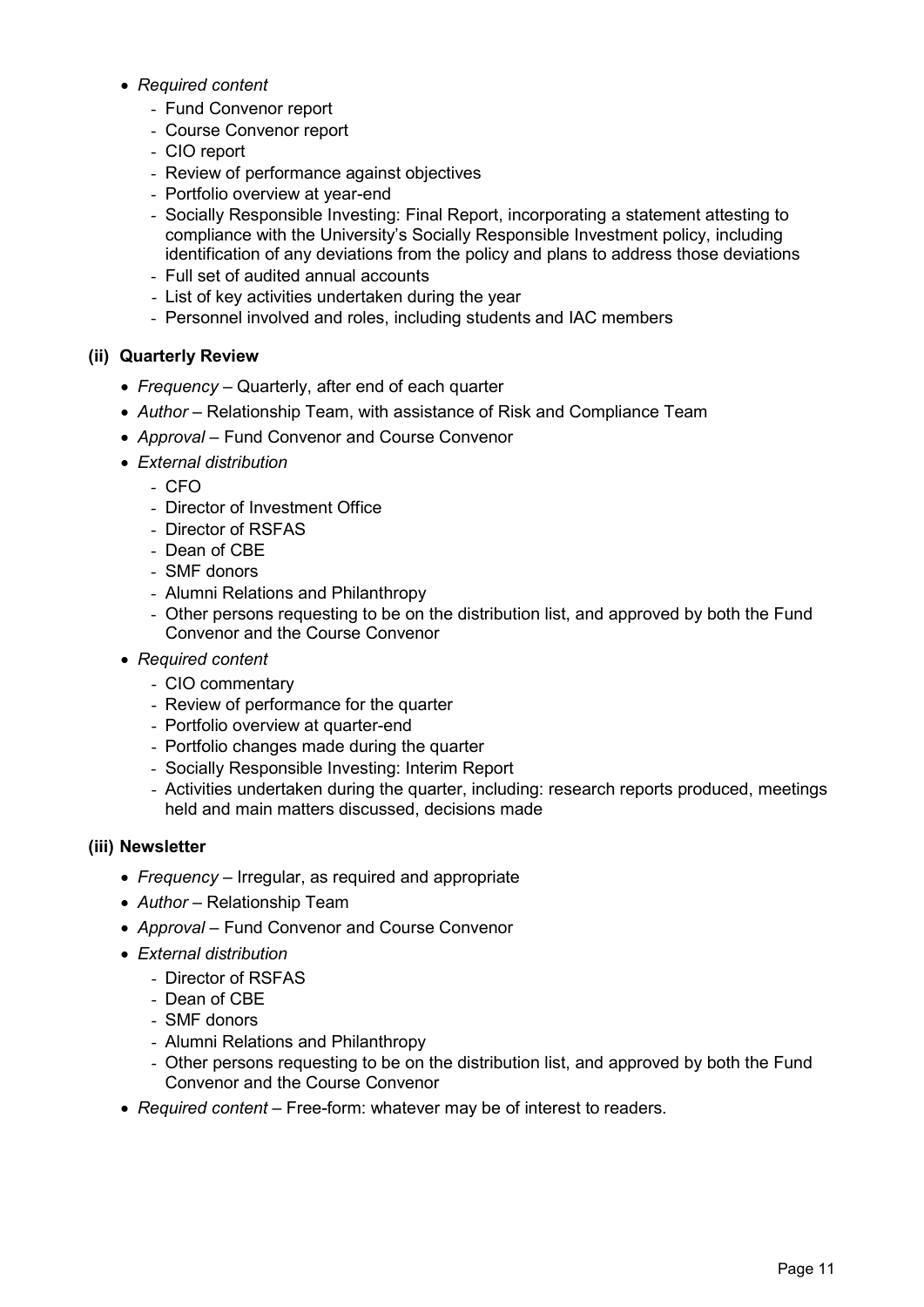- *Required content*
    - Fund Convenor report
    - Course Convenor report
    - CIO report
    - Review of performance against objectives
    - Portfolio overview at year-end
    - Socially Responsible Investing: Final Report, incorporating a statement attesting to compliance with the University's Socially Responsible Investment policy, including identification of any deviations from the policy and plans to address those deviations
    - Full set of audited annual accounts
    - List of key activities undertaken during the year
    - Personnel involved and roles, including students and IAC members

**(ii) Quarterly Review**

- *Frequency* – Quarterly, after end of each quarter
- *Author* – Relationship Team, with assistance of Risk and Compliance Team
- *Approval* – Fund Convenor and Course Convenor
- *External distribution*
    - CFO
    - Director of Investment Office
    - Director of RSFAS
    - Dean of CBE
    - SMF donors
    - Alumni Relations and Philanthropy
    - Other persons requesting to be on the distribution list, and approved by both the Fund Convenor and the Course Convenor
- *Required content*
    - CIO commentary
    - Review of performance for the quarter
    - Portfolio overview at quarter-end
    - Portfolio changes made during the quarter
    - Socially Responsible Investing: Interim Report
    - Activities undertaken during the quarter, including: research reports produced, meetings held and main matters discussed, decisions made

**(iii) Newsletter**

- *Frequency* – Irregular, as required and appropriate
- *Author* – Relationship Team
- *Approval* – Fund Convenor and Course Convenor
- *External distribution*
    - Director of RSFAS
    - Dean of CBE
    - SMF donors
    - Alumni Relations and Philanthropy
    - Other persons requesting to be on the distribution list, and approved by both the Fund Convenor and the Course Convenor
- *Required content* – Free-form: whatever may be of interest to readers.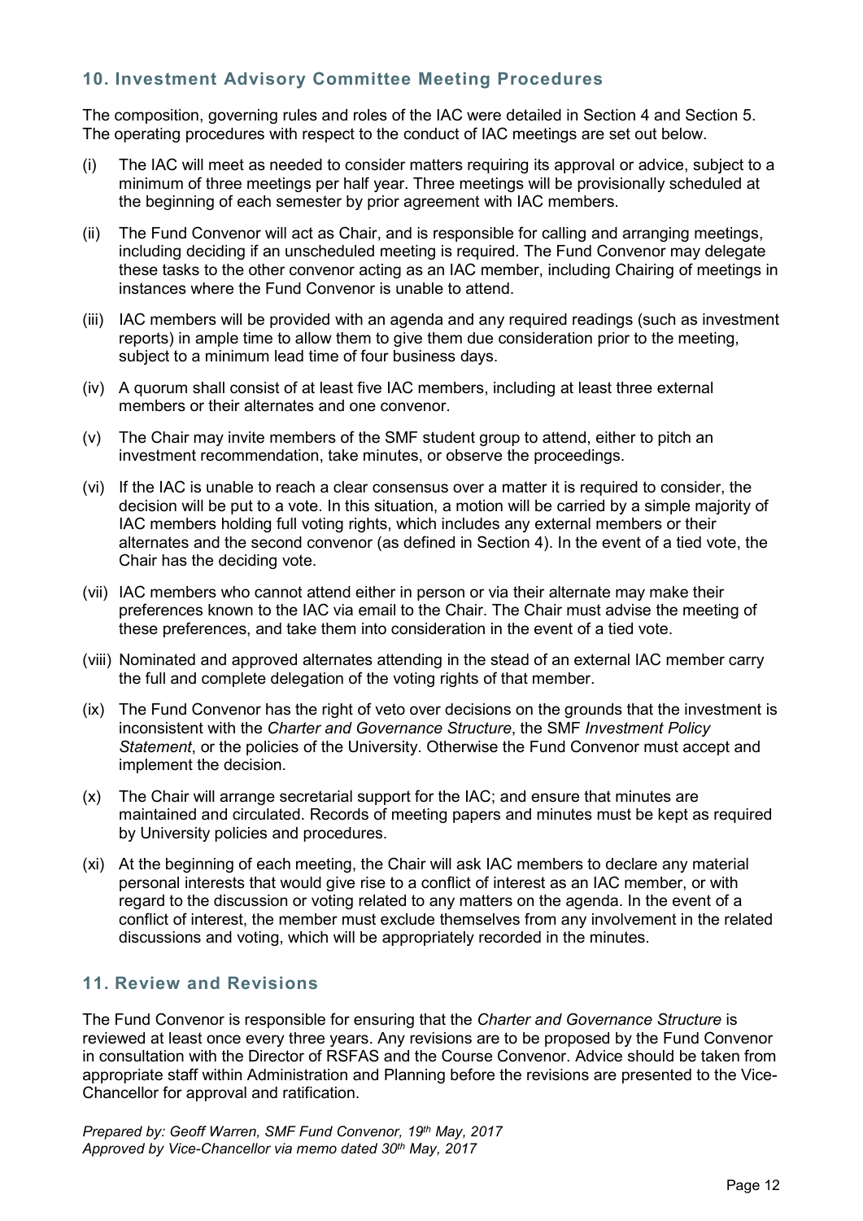## 10. Investment Advisory Committee Meeting Procedures

The composition, governing rules and roles of the IAC were detailed in Section 4 and Section 5. The operating procedures with respect to the conduct of IAC meetings are set out below.

(i) The IAC will meet as needed to consider matters requiring its approval or advice, subject to a minimum of three meetings per half year. Three meetings will be provisionally scheduled at the beginning of each semester by prior agreement with IAC members.

(ii) The Fund Convenor will act as Chair, and is responsible for calling and arranging meetings, including deciding if an unscheduled meeting is required. The Fund Convenor may delegate these tasks to the other convenor acting as an IAC member, including Chairing of meetings in instances where the Fund Convenor is unable to attend.

(iii) IAC members will be provided with an agenda and any required readings (such as investment reports) in ample time to allow them to give them due consideration prior to the meeting, subject to a minimum lead time of four business days.

(iv) A quorum shall consist of at least five IAC members, including at least three external members or their alternates and one convenor.

(v) The Chair may invite members of the SMF student group to attend, either to pitch an investment recommendation, take minutes, or observe the proceedings.

(vi) If the IAC is unable to reach a clear consensus over a matter it is required to consider, the decision will be put to a vote. In this situation, a motion will be carried by a simple majority of IAC members holding full voting rights, which includes any external members or their alternates and the second convenor (as defined in Section 4). In the event of a tied vote, the Chair has the deciding vote.

(vii) IAC members who cannot attend either in person or via their alternate may make their preferences known to the IAC via email to the Chair. The Chair must advise the meeting of these preferences, and take them into consideration in the event of a tied vote.

(viii) Nominated and approved alternates attending in the stead of an external IAC member carry the full and complete delegation of the voting rights of that member.

(ix) The Fund Convenor has the right of veto over decisions on the grounds that the investment is inconsistent with the *Charter and Governance Structure*, the SMF *Investment Policy Statement*, or the policies of the University. Otherwise the Fund Convenor must accept and implement the decision.

(x) The Chair will arrange secretarial support for the IAC; and ensure that minutes are maintained and circulated. Records of meeting papers and minutes must be kept as required by University policies and procedures.

(xi) At the beginning of each meeting, the Chair will ask IAC members to declare any material personal interests that would give rise to a conflict of interest as an IAC member, or with regard to the discussion or voting related to any matters on the agenda. In the event of a conflict of interest, the member must exclude themselves from any involvement in the related discussions and voting, which will be appropriately recorded in the minutes.

## 11. Review and Revisions

The Fund Convenor is responsible for ensuring that the *Charter and Governance Structure* is reviewed at least once every three years. Any revisions are to be proposed by the Fund Convenor in consultation with the Director of RSFAS and the Course Convenor. Advice should be taken from appropriate staff within Administration and Planning before the revisions are presented to the Vice-Chancellor for approval and ratification.

*Prepared by: Geoff Warren, SMF Fund Convenor, 19th May, 2017*
*Approved by Vice-Chancellor via memo dated 30th May, 2017*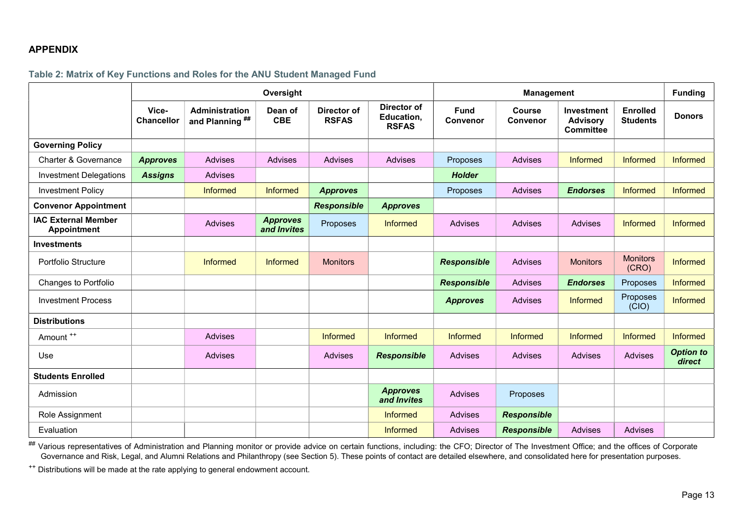## APPENDIX

**Table 2: Matrix of Key Functions and Roles for the ANU Student Managed Fund**

| | Oversight | | | | | Management | | | | Funding |
|---|---|---|---|---|---|---|---|---|---|---|
| | **Vice-Chancellor** | **Administration and Planning ##** | **Dean of CBE** | **Director of RSFAS** | **Director of Education, RSFAS** | **Fund Convenor** | **Course Convenor** | **Investment Advisory Committee** | **Enrolled Students** | **Donors** |
| **Governing Policy** | | | | | | | | | | |
| Charter & Governance | ***Approves*** | Advises | Advises | Advises | Advises | Proposes | Advises | Informed | Informed | Informed |
| Investment Delegations | ***Assigns*** | Advises | | | | ***Holder*** | | | | |
| Investment Policy | | Informed | Informed | ***Approves*** | | Proposes | Advises | ***Endorses*** | Informed | Informed |
| **Convenor Appointment** | | | | ***Responsible*** | ***Approves*** | | | | | |
| **IAC External Member Appointment** | | Advises | ***Approves and Invites*** | Proposes | Informed | Advises | Advises | Advises | Informed | Informed |
| **Investments** | | | | | | | | | | |
| Portfolio Structure | | Informed | Informed | Monitors | | ***Responsible*** | Advises | Monitors | Monitors (CRO) | Informed |
| Changes to Portfolio | | | | | | ***Responsible*** | Advises | ***Endorses*** | Proposes | Informed |
| Investment Process | | | | | | ***Approves*** | Advises | Informed | Proposes (CIO) | Informed |
| **Distributions** | | | | | | | | | | |
| Amount ++ | | Advises | | Informed | Informed | Informed | Informed | Informed | Informed | Informed |
| Use | | Advises | | Advises | ***Responsible*** | Advises | Advises | Advises | Advises | ***Option to direct*** |
| **Students Enrolled** | | | | | | | | | | |
| Admission | | | | | ***Approves and Invites*** | Advises | Proposes | | | |
| Role Assignment | | | | | Informed | Advises | ***Responsible*** | | | |
| Evaluation | | | | | Informed | Advises | ***Responsible*** | Advises | Advises | |

## Various representatives of Administration and Planning monitor or provide advice on certain functions, including: the CFO; Director of The Investment Office; and the offices of Corporate Governance and Risk, Legal, and Alumni Relations and Philanthropy (see Section 5). These points of contact are detailed elsewhere, and consolidated here for presentation purposes.

++ Distributions will be made at the rate applying to general endowment account.